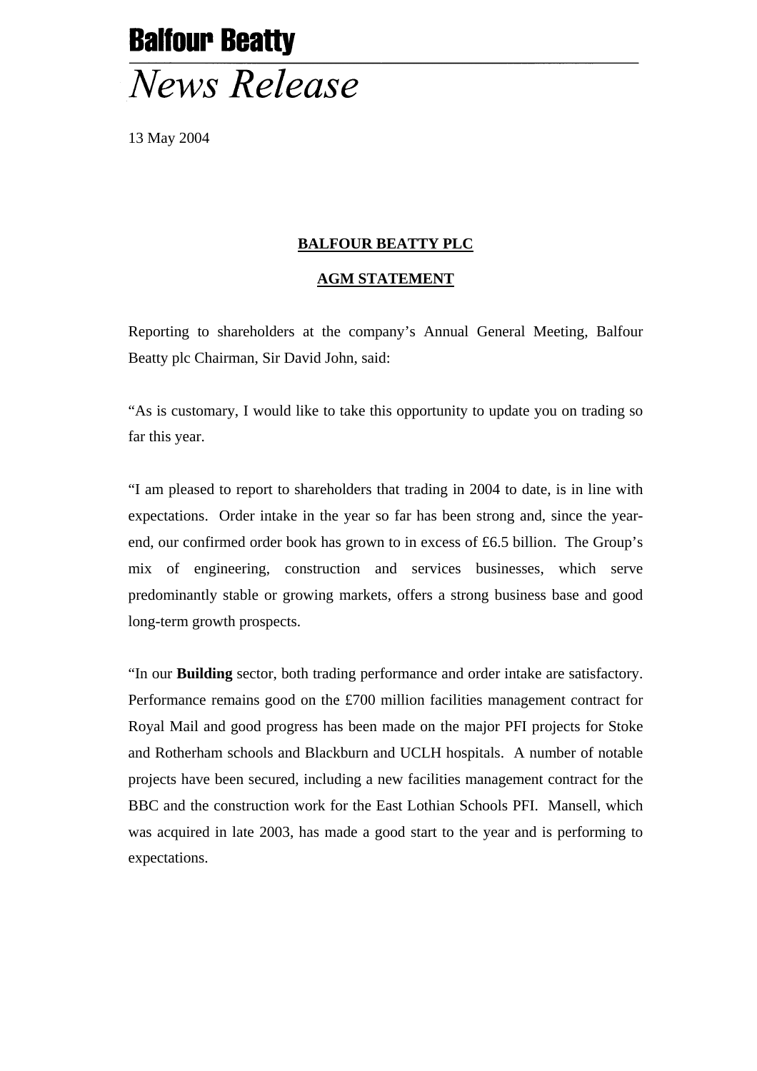**Balfour Beatty**

*News Release*

13 May 2004

## BALFOUR BEATTY PLC

## AGM STATEMENT

Reporting to shareholders at the company's Annual General Meeting, Balfour Beatty plc Chairman, Sir David John, said:

"As is customary, I would like to take this opportunity to update you on trading so far this year.

"I am pleased to report to shareholders that trading in 2004 to date, is in line with expectations. Order intake in the year so far has been strong and, since the year-end, our confirmed order book has grown to in excess of £6.5 billion. The Group's mix of engineering, construction and services businesses, which serve predominantly stable or growing markets, offers a strong business base and good long-term growth prospects.

"In our **Building** sector, both trading performance and order intake are satisfactory. Performance remains good on the £700 million facilities management contract for Royal Mail and good progress has been made on the major PFI projects for Stoke and Rotherham schools and Blackburn and UCLH hospitals. A number of notable projects have been secured, including a new facilities management contract for the BBC and the construction work for the East Lothian Schools PFI. Mansell, which was acquired in late 2003, has made a good start to the year and is performing to expectations.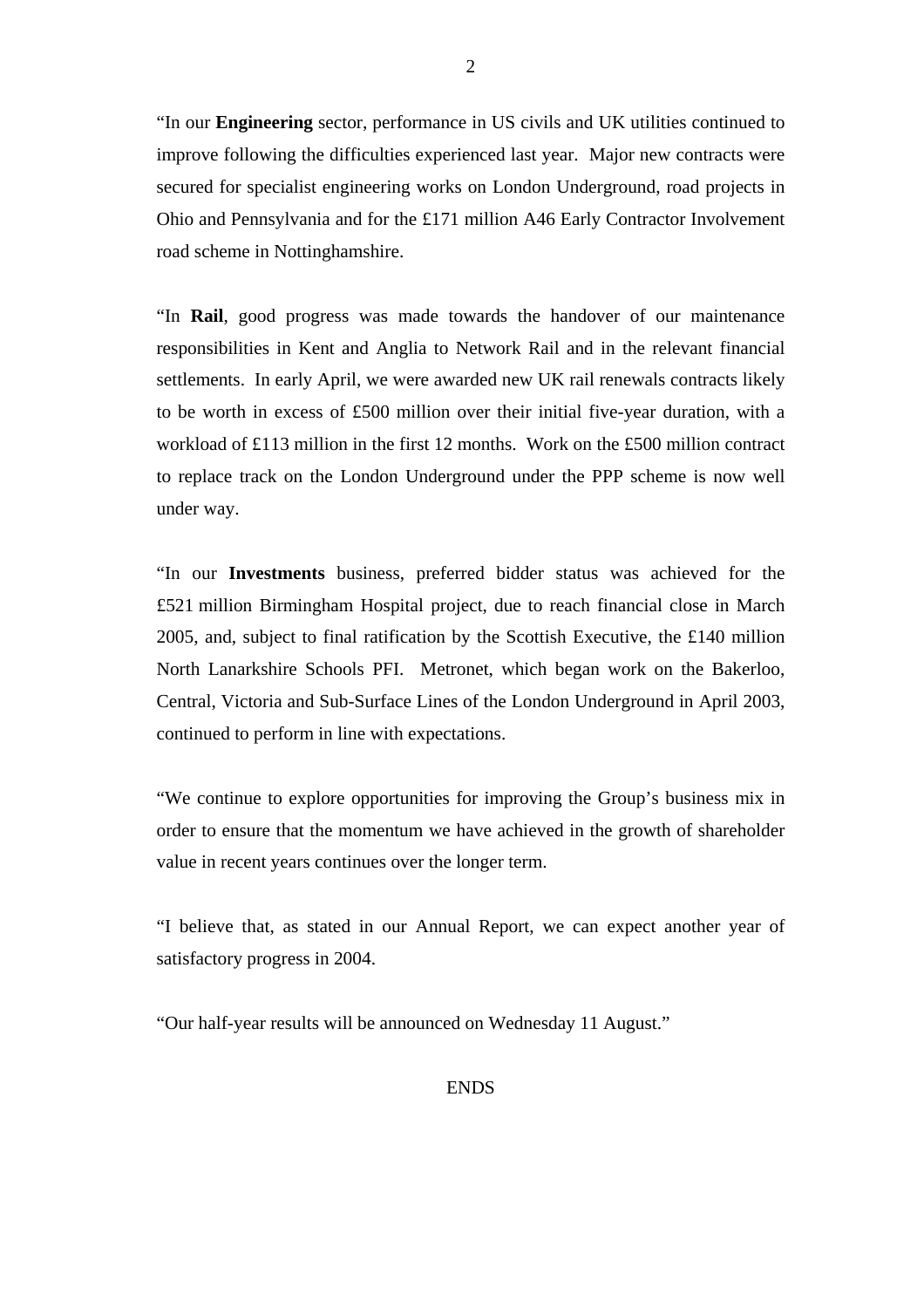“In our **Engineering** sector, performance in US civils and UK utilities continued to improve following the difficulties experienced last year. Major new contracts were secured for specialist engineering works on London Underground, road projects in Ohio and Pennsylvania and for the £171 million A46 Early Contractor Involvement road scheme in Nottinghamshire.

“In **Rail**, good progress was made towards the handover of our maintenance responsibilities in Kent and Anglia to Network Rail and in the relevant financial settlements. In early April, we were awarded new UK rail renewals contracts likely to be worth in excess of £500 million over their initial five-year duration, with a workload of £113 million in the first 12 months. Work on the £500 million contract to replace track on the London Underground under the PPP scheme is now well under way.

“In our **Investments** business, preferred bidder status was achieved for the £521 million Birmingham Hospital project, due to reach financial close in March 2005, and, subject to final ratification by the Scottish Executive, the £140 million North Lanarkshire Schools PFI. Metronet, which began work on the Bakerloo, Central, Victoria and Sub-Surface Lines of the London Underground in April 2003, continued to perform in line with expectations.

“We continue to explore opportunities for improving the Group’s business mix in order to ensure that the momentum we have achieved in the growth of shareholder value in recent years continues over the longer term.

“I believe that, as stated in our Annual Report, we can expect another year of satisfactory progress in 2004.

“Our half-year results will be announced on Wednesday 11 August.”

ENDS